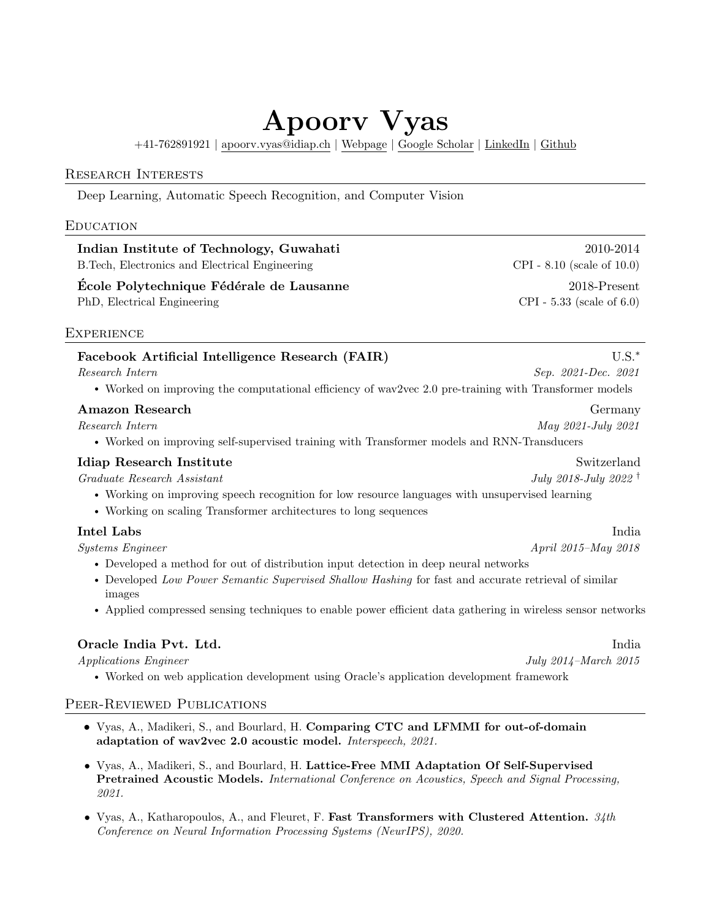# Apoorv Vyas

+41-762891921 | apoorv.vyas@idiap.ch | Webpage | Google Scholar | LinkedIn | Github

## Research Interests

Deep Learning, Automatic Speech Recognition, and Computer Vision

## Education

**Indian Institute of Technology, Guwahati** — 2010-2014
B.Tech, Electronics and Electrical Engineering — CPI - 8.10 (scale of 10.0)

**École Polytechnique Fédérale de Lausanne** — 2018-Present
PhD, Electrical Engineering — CPI - 5.33 (scale of 6.0)

## Experience

**Facebook Artificial Intelligence Research (FAIR)** — U.S.*
*Research Intern* — *Sep. 2021-Dec. 2021*

- Worked on improving the computational efficiency of wav2vec 2.0 pre-training with Transformer models

**Amazon Research** — Germany
*Research Intern* — *May 2021-July 2021*

- Worked on improving self-supervised training with Transformer models and RNN-Transducers

**Idiap Research Institute** — Switzerland
*Graduate Research Assistant* — *July 2018-July 2022* †

- Working on improving speech recognition for low resource languages with unsupervised learning
- Working on scaling Transformer architectures to long sequences

**Intel Labs** — India
*Systems Engineer* — *April 2015–May 2018*

- Developed a method for out of distribution input detection in deep neural networks
- Developed *Low Power Semantic Supervised Shallow Hashing* for fast and accurate retrieval of similar images
- Applied compressed sensing techniques to enable power efficient data gathering in wireless sensor networks

**Oracle India Pvt. Ltd.** — India
*Applications Engineer* — *July 2014–March 2015*

- Worked on web application development using Oracle's application development framework

## Peer-Reviewed Publications

- Vyas, A., Madikeri, S., and Bourlard, H. **Comparing CTC and LFMMI for out-of-domain adaptation of wav2vec 2.0 acoustic model.** *Interspeech, 2021.*
- Vyas, A., Madikeri, S., and Bourlard, H. **Lattice-Free MMI Adaptation Of Self-Supervised Pretrained Acoustic Models.** *International Conference on Acoustics, Speech and Signal Processing, 2021.*
- Vyas, A., Katharopoulos, A., and Fleuret, F. **Fast Transformers with Clustered Attention.** *34th Conference on Neural Information Processing Systems (NeurIPS), 2020.*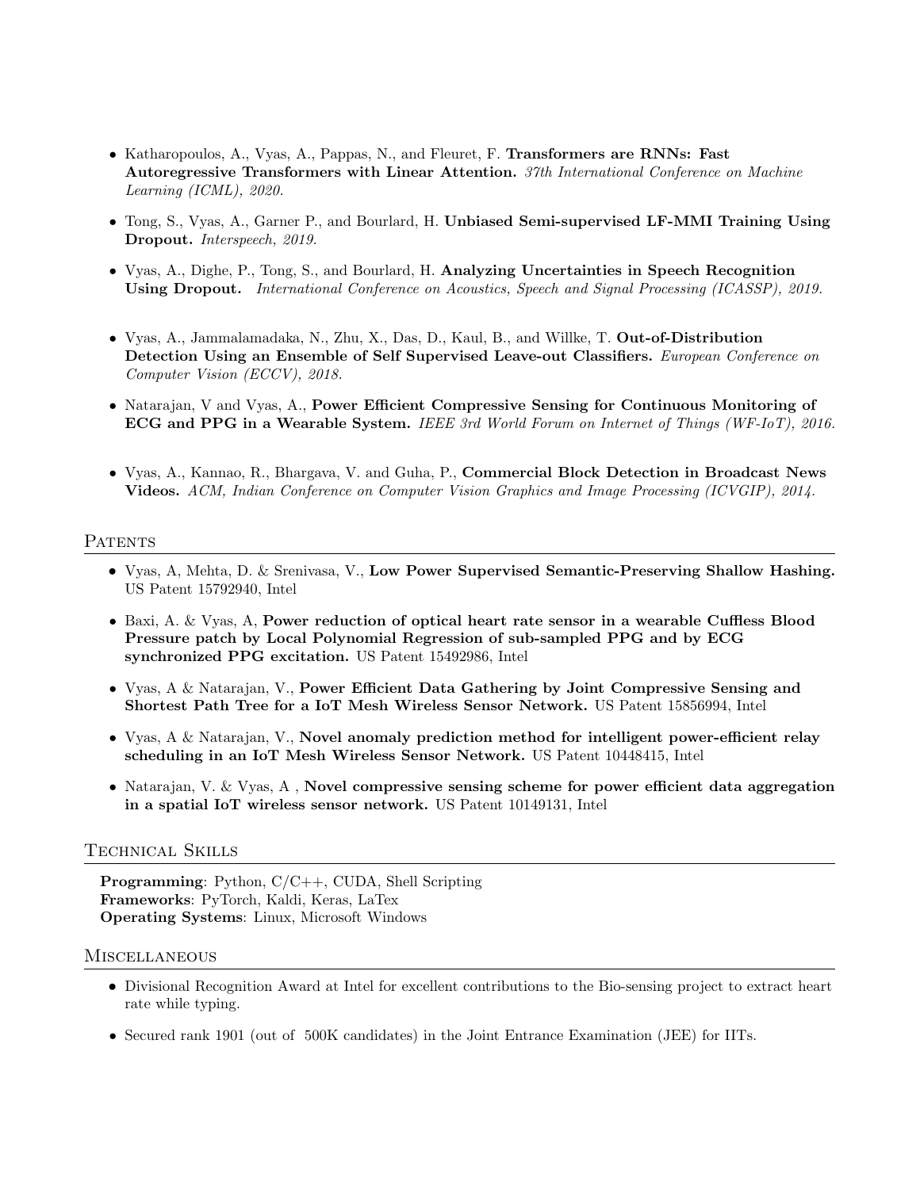- Katharopoulos, A., Vyas, A., Pappas, N., and Fleuret, F. **Transformers are RNNs: Fast Autoregressive Transformers with Linear Attention.** *37th International Conference on Machine Learning (ICML), 2020.*

- Tong, S., Vyas, A., Garner P., and Bourlard, H. **Unbiased Semi-supervised LF-MMI Training Using Dropout.** *Interspeech, 2019.*

- Vyas, A., Dighe, P., Tong, S., and Bourlard, H. **Analyzing Uncertainties in Speech Recognition Using Dropout.** *International Conference on Acoustics, Speech and Signal Processing (ICASSP), 2019.*

- Vyas, A., Jammalamadaka, N., Zhu, X., Das, D., Kaul, B., and Willke, T. **Out-of-Distribution Detection Using an Ensemble of Self Supervised Leave-out Classifiers.** *European Conference on Computer Vision (ECCV), 2018.*

- Natarajan, V and Vyas, A., **Power Efficient Compressive Sensing for Continuous Monitoring of ECG and PPG in a Wearable System.** *IEEE 3rd World Forum on Internet of Things (WF-IoT), 2016.*

- Vyas, A., Kannao, R., Bhargava, V. and Guha, P., **Commercial Block Detection in Broadcast News Videos.** *ACM, Indian Conference on Computer Vision Graphics and Image Processing (ICVGIP), 2014.*

## Patents

- Vyas, A, Mehta, D. & Srenivasa, V., **Low Power Supervised Semantic-Preserving Shallow Hashing.** US Patent 15792940, Intel

- Baxi, A. & Vyas, A, **Power reduction of optical heart rate sensor in a wearable Cuffless Blood Pressure patch by Local Polynomial Regression of sub-sampled PPG and by ECG synchronized PPG excitation.** US Patent 15492986, Intel

- Vyas, A & Natarajan, V., **Power Efficient Data Gathering by Joint Compressive Sensing and Shortest Path Tree for a IoT Mesh Wireless Sensor Network.** US Patent 15856994, Intel

- Vyas, A & Natarajan, V., **Novel anomaly prediction method for intelligent power-efficient relay scheduling in an IoT Mesh Wireless Sensor Network.** US Patent 10448415, Intel

- Natarajan, V. & Vyas, A , **Novel compressive sensing scheme for power efficient data aggregation in a spatial IoT wireless sensor network.** US Patent 10149131, Intel

## Technical Skills

**Programming**: Python, C/C++, CUDA, Shell Scripting
**Frameworks**: PyTorch, Kaldi, Keras, LaTex
**Operating Systems**: Linux, Microsoft Windows

## Miscellaneous

- Divisional Recognition Award at Intel for excellent contributions to the Bio-sensing project to extract heart rate while typing.

- Secured rank 1901 (out of 500K candidates) in the Joint Entrance Examination (JEE) for IITs.